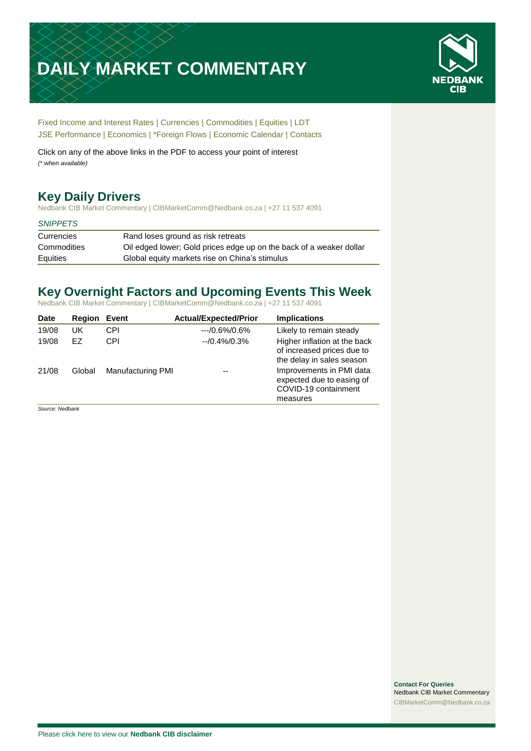# DAILY MARKET COMMENTARY

Fixed Income and Interest Rates | Currencies | Commodities | Equities | LDT
JSE Performance | Economics | *Foreign Flows | Economic Calendar | Contacts

Click on any of the above links in the PDF to access your point of interest
*(* when available)*

## Key Daily Drivers

Nedbank CIB Market Commentary | CIBMarketComm@Nedbank.co.za | +27 11 537 4091

| *SNIPPETS* | |
|---|---|
| Currencies | Rand loses ground as risk retreats |
| Commodities | Oil edged lower; Gold prices edge up on the back of a weaker dollar |
| Equities | Global equity markets rise on China's stimulus |

## Key Overnight Factors and Upcoming Events This Week

Nedbank CIB Market Commentary | CIBMarketComm@Nedbank.co.za | +27 11 537 4091

| Date | Region | Event | Actual/Expected/Prior | Implications |
|---|---|---|---|---|
| 19/08 | UK | CPI | ---/0.6%/0.6% | Likely to remain steady |
| 19/08 | EZ | CPI | --/0.4%/0.3% | Higher inflation at the back of increased prices due to the delay in sales season |
| 21/08 | Global | Manufacturing PMI | -- | Improvements in PMI data expected due to easing of COVID-19 containment measures |

*Source: Nedbank*

**Contact For Queries**
Nedbank CIB Market Commentary
CIBMarketComm@Nedbank.co.za

Please click here to view our **Nedbank CIB disclaimer**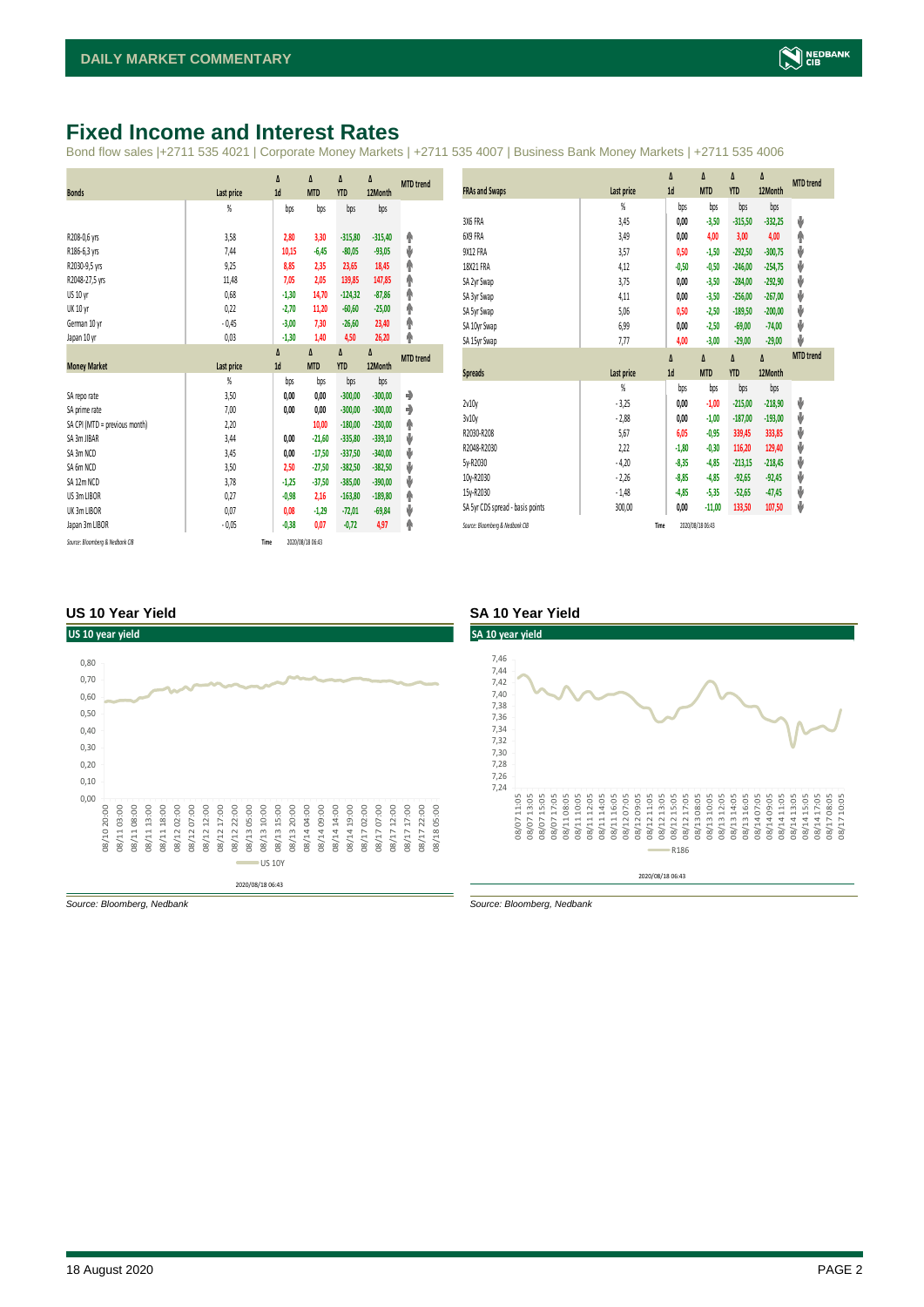# Fixed Income and Interest Rates

Bond flow sales |+2711 535 4021 | Corporate Money Markets | +2711 535 4007 | Business Bank Money Markets | +2711 535 4006

| Bonds | Last price | Δ 1d | Δ MTD | Δ YTD | Δ 12Month | MTD trend |
|---|---|---|---|---|---|---|
| | % | bps | bps | bps | bps | |
| R208-0,6 yrs | 3,58 | 2,80 | 3,30 | -315,80 | -315,40 | ↑ |
| R186-6,3 yrs | 7,44 | 10,15 | -6,45 | -80,05 | -93,05 | ↓ |
| R2030-9,5 yrs | 9,25 | 8,85 | 2,35 | 23,65 | 18,45 | ↑ |
| R2048-27,5 yrs | 11,48 | 7,05 | 2,05 | 139,85 | 147,85 | ↑ |
| US 10 yr | 0,68 | -1,30 | 14,70 | -124,32 | -87,86 | ↑ |
| UK 10 yr | 0,22 | -2,70 | 11,20 | -60,60 | -25,00 | ↑ |
| German 10 yr | -0,45 | -3,00 | 7,30 | -26,60 | 23,40 | ↑ |
| Japan 10 yr | 0,03 | -1,30 | 1,40 | 4,50 | 26,20 | ↑ |

| Money Market | Last price | Δ 1d | Δ MTD | Δ YTD | Δ 12Month | MTD trend |
|---|---|---|---|---|---|---|
| | % | bps | bps | bps | bps | |
| SA repo rate | 3,50 | 0,00 | 0,00 | -300,00 | -300,00 | → |
| SA prime rate | 7,00 | 0,00 | 0,00 | -300,00 | -300,00 | → |
| SA CPI (MTD = previous month) | 2,20 | | 10,00 | -180,00 | -230,00 | ↑ |
| SA 3m JIBAR | 3,44 | 0,00 | -21,60 | -335,80 | -339,10 | ↓ |
| SA 3m NCD | 3,45 | 0,00 | -17,50 | -337,50 | -340,00 | ↓ |
| SA 6m NCD | 3,50 | 2,50 | -27,50 | -382,50 | -382,50 | ↓ |
| SA 12m NCD | 3,78 | -1,25 | -37,50 | -385,00 | -390,00 | ↓ |
| US 3m LIBOR | 0,27 | -0,98 | 2,16 | -163,80 | -189,80 | ↑ |
| UK 3m LIBOR | 0,07 | 0,08 | -1,29 | -72,01 | -69,84 | ↓ |
| Japan 3m LIBOR | -0,05 | -0,38 | 0,07 | -0,72 | 4,97 | ↑ |

*Source: Bloomberg & Nedbank CIB* Time 2020/08/18 06:43

| FRAs and Swaps | Last price | Δ 1d | Δ MTD | Δ YTD | Δ 12Month | MTD trend |
|---|---|---|---|---|---|---|
| | % | bps | bps | bps | bps | |
| 3X6 FRA | 3,45 | 0,00 | -3,50 | -315,50 | -332,25 | ↓ |
| 6X9 FRA | 3,49 | 0,00 | 4,00 | 3,00 | 4,00 | ↑ |
| 9X12 FRA | 3,57 | 0,50 | -1,50 | -292,50 | -300,75 | ↓ |
| 18X21 FRA | 4,12 | -0,50 | -0,50 | -246,00 | -254,75 | ↓ |
| SA 2yr Swap | 3,75 | 0,00 | -3,50 | -284,00 | -292,90 | ↓ |
| SA 3yr Swap | 4,11 | 0,00 | -3,50 | -256,00 | -267,00 | ↓ |
| SA 5yr Swap | 5,06 | 0,50 | -2,50 | -189,50 | -200,00 | ↓ |
| SA 10yr Swap | 6,99 | 0,00 | -2,50 | -69,00 | -74,00 | ↓ |
| SA 15yr Swap | 7,77 | 4,00 | -3,00 | -29,00 | -29,00 | ↓ |

| Spreads | Last price | Δ 1d | Δ MTD | Δ YTD | Δ 12Month | MTD trend |
|---|---|---|---|---|---|---|
| | % | bps | bps | bps | bps | |
| 2v10y | -3,25 | 0,00 | -1,00 | -215,00 | -218,90 | ↓ |
| 3v10y | -2,88 | 0,00 | -1,00 | -187,00 | -193,00 | ↓ |
| R2030-R208 | 5,67 | 6,05 | -0,95 | 339,45 | 333,85 | ↓ |
| R2048-R2030 | 2,22 | -1,80 | -0,30 | 116,20 | 129,40 | ↓ |
| 5y-R2030 | -4,20 | -8,35 | -4,85 | -213,15 | -218,45 | ↓ |
| 10y-R2030 | -2,26 | -8,85 | -4,85 | -92,65 | -92,45 | ↓ |
| 15y-R2030 | -1,48 | -4,85 | -5,35 | -52,65 | -47,45 | ↓ |
| SA 5yr CDS spread - basis points | 300,00 | 0,00 | -11,00 | 133,50 | 107,50 | ↓ |

*Source: Bloomberg & Nedbank CIB* Time 2020/08/18 06:43

### US 10 Year Yield

*Source: Bloomberg, Nedbank*

### SA 10 Year Yield

*Source: Bloomberg, Nedbank*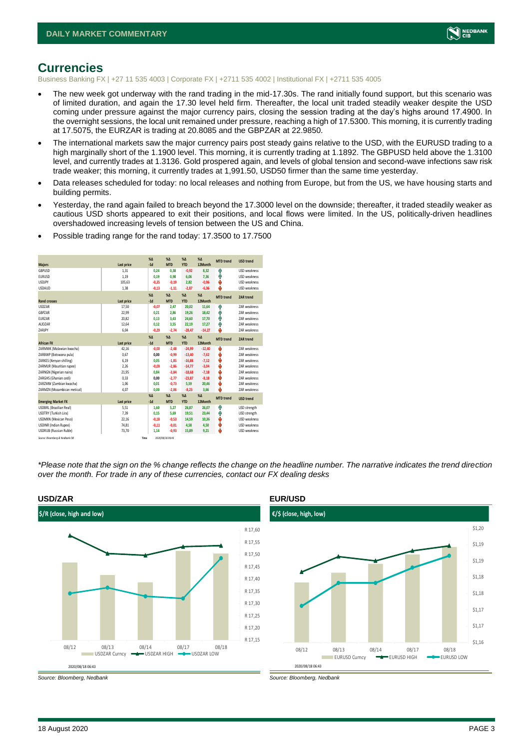# Currencies

Business Banking FX | +27 11 535 4003 | Corporate FX | +2711 535 4002 | Institutional FX | +2711 535 4005

- The new week got underway with the rand trading in the mid-17.30s. The rand initially found support, but this scenario was of limited duration, and again the 17.30 level held firm. Thereafter, the local unit traded steadily weaker despite the USD coming under pressure against the major currency pairs, closing the session trading at the day's highs around 17.4900. In the overnight sessions, the local unit remained under pressure, reaching a high of 17.5300. This morning, it is currently trading at 17.5075, the EURZAR is trading at 20.8085 and the GBPZAR at 22.9850.
- The international markets saw the major currency pairs post steady gains relative to the USD, with the EURUSD trading to a high marginally short of the 1.1900 level. This morning, it is currently trading at 1.1892. The GBPUSD held above the 1.3100 level, and currently trades at 1.3136. Gold prospered again, and levels of global tension and second-wave infections saw risk trade weaker; this morning, it currently trades at 1,991.50, USD50 firmer than the same time yesterday.
- Data releases scheduled for today: no local releases and nothing from Europe, but from the US, we have housing starts and building permits.
- Yesterday, the rand again failed to breach beyond the 17.3000 level on the downside; thereafter, it traded steadily weaker as cautious USD shorts appeared to exit their positions, and local flows were limited. In the US, politically-driven headlines overshadowed increasing levels of tension between the US and China.
- Possible trading range for the rand today: 17.3500 to 17.7500

| Majors | Last price | %Δ -1d | %Δ MTD | %Δ YTD | %Δ 12Month | MTD trend | USD trend |
|---|---|---|---|---|---|---|---|
| GBPUSD | 1,31 | 0,24 | 0,38 | -0,92 | 8,32 | ↑ | USD weakness |
| EURUSD | 1,19 | 0,19 | 0,98 | 6,06 | 7,36 | ↑ | USD weakness |
| USDJPY | 105,63 | -0,35 | -0,19 | 2,82 | -0,96 | ↓ | USD weakness |
| USDAUD | 1,38 | -0,13 | -1,11 | -2,87 | -6,36 | ↓ | USD weakness |
| **Rand crosses** | **Last price** | **%Δ -1d** | **%Δ MTD** | **%Δ YTD** | **%Δ 12Month** | **MTD trend** | **ZAR trend** |
| USDZAR | 17,50 | -0,07 | 2,47 | 20,02 | 11,64 | ↑ | ZAR weakness |
| GBPZAR | 22,99 | 0,21 | 2,86 | 19,26 | 18,42 | ↑ | ZAR weakness |
| EURZAR | 20,82 | 0,13 | 3,43 | 24,60 | 17,70 | ↑ | ZAR weakness |
| AUDZAR | 12,64 | 0,12 | 3,55 | 22,19 | 17,27 | ↑ | ZAR weakness |
| ZARJPY | 6,04 | -0,29 | -2,74 | -28,47 | -14,27 | ↓ | ZAR weakness |
| **African FX** | **Last price** | **%Δ -1d** | **%Δ MTD** | **%Δ YTD** | **%Δ 12Month** | **MTD trend** | **ZAR trend** |
| ZARMWK (Malawian kwacha) | 42,16 | -0,00 | -2,48 | -24,99 | -12,40 | ↓ | ZAR weakness |
| ZARBWP (Botswana pula) | 0,67 | 0,00 | -0,99 | -13,40 | -7,62 | ↓ | ZAR weakness |
| ZARKES (Kenyan shilling) | 6,19 | 0,05 | -1,85 | -16,88 | -7,12 | ↓ | ZAR weakness |
| ZARMUR (Mauritian rupee) | 2,26 | -0,09 | -2,86 | -14,77 | -3,04 | ↓ | ZAR weakness |
| ZARNGN (Nigerian naira) | 21,95 | 0,84 | -3,84 | -18,68 | -7,18 | ↓ | ZAR weakness |
| ZARGHS (Ghanian cedi) | 0,33 | 0,00 | -2,77 | -23,87 | -8,18 | ↓ | ZAR weakness |
| ZARZMW (Zambian kwacha) | 1,06 | 0,01 | -0,73 | 5,59 | 20,46 | ↓ | ZAR weakness |
| ZARMZN (Mozambican metical) | 4,07 | 0,00 | -2,06 | -8,23 | 3,66 | ↓ | ZAR weakness |
| **Emerging Market FX** | **Last price** | **%Δ -1d** | **%Δ MTD** | **%Δ YTD** | **%Δ 12Month** | **MTD trend** | **USD trend** |
| USDBRL (Brazilian Real) | 5,51 | 1,60 | 5,27 | 26,87 | 26,07 | ↑ | USD strength |
| USDTRY (Turkish Lira) | 7,39 | 0,15 | 5,69 | 19,51 | 23,44 | ↑ | USD strength |
| USDMXN (Mexican Peso) | 22,16 | -0,18 | -0,53 | 14,59 | 10,36 | ↓ | USD weakness |
| USDINR (Indian Rupee) | 74,81 | -0,11 | -0,01 | 4,58 | 4,50 | ↓ | USD weakness |
| USDRUB (Russian Ruble) | 73,70 | 1,14 | -0,93 | 15,89 | 9,21 | ↓ | USD weakness |

Source: Bloomberg & Nedbank CIB Time 2020/08/18 06:43

*\*Please note that the sign on the % change reflects the change on the headline number. The narrative indicates the trend direction over the month. For trade in any of these currencies, contact our FX dealing desks*

**USD/ZAR**

$/R (close, high and low)

Source: Bloomberg, Nedbank

**EUR/USD**

€/$ (close, high, low)

Source: Bloomberg, Nedbank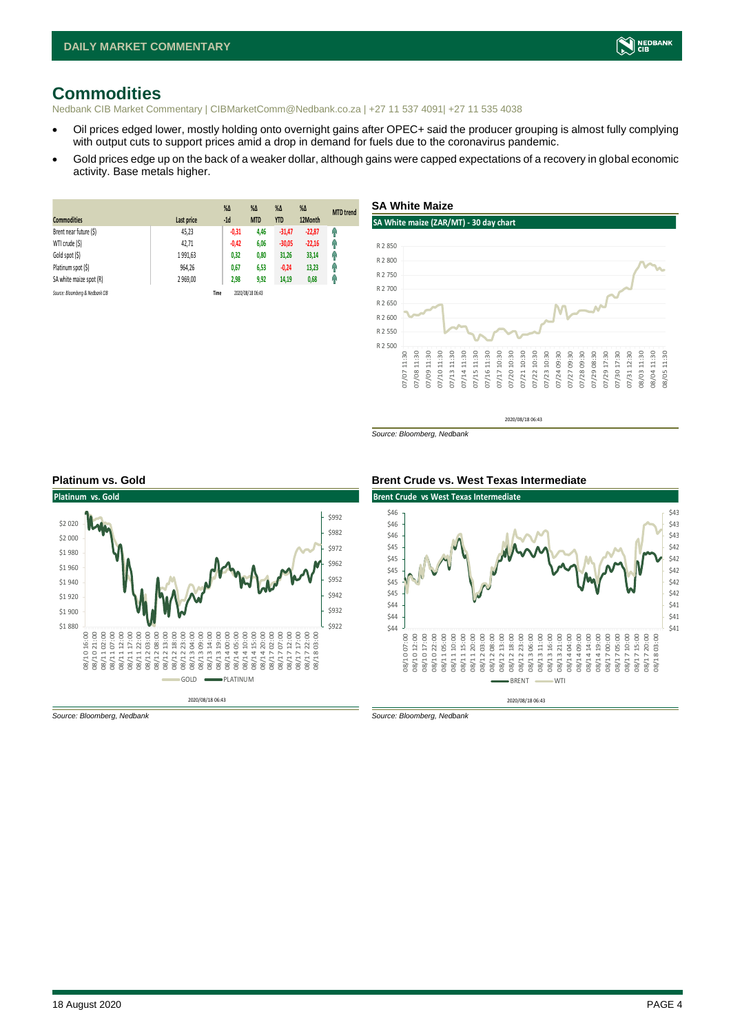# Commodities

Nedbank CIB Market Commentary | CIBMarketComm@Nedbank.co.za | +27 11 537 4091| +27 11 535 4038

- Oil prices edged lower, mostly holding onto overnight gains after OPEC+ said the producer grouping is almost fully complying with output cuts to support prices amid a drop in demand for fuels due to the coronavirus pandemic.
- Gold prices edge up on the back of a weaker dollar, although gains were capped expectations of a recovery in global economic activity. Base metals higher.

| Commodities | Last price | %Δ -1d | %Δ MTD | %Δ YTD | %Δ 12Month | MTD trend |
|---|---|---|---|---|---|---|
| Brent near future ($) | 45,23 | -0,31 | 4,46 | -31,47 | -22,87 | ↑ |
| WTI crude ($) | 42,71 | -0,42 | 6,06 | -30,05 | -22,16 | ↑ |
| Gold spot ($) | 1 991,63 | 0,32 | 0,80 | 31,26 | 33,14 | ↑ |
| Platinum spot ($) | 964,26 | 0,67 | 6,53 | -0,24 | 13,23 | ↑ |
| SA white maize spot (R) | 2 969,00 | 2,98 | 9,92 | 14,19 | 0,68 | ↑ |

*Source: Bloomberg & Nedbank CIB* Time 2020/08/18 06:43

## SA White Maize

SA White maize (ZAR/MT) - 30 day chart

2020/08/18 06:43

*Source: Bloomberg, Nedbank*

## Platinum vs. Gold

Platinum vs. Gold

2020/08/18 06:43

*Source: Bloomberg, Nedbank*

## Brent Crude vs. West Texas Intermediate

Brent Crude vs West Texas Intermediate

2020/08/18 06:43

*Source: Bloomberg, Nedbank*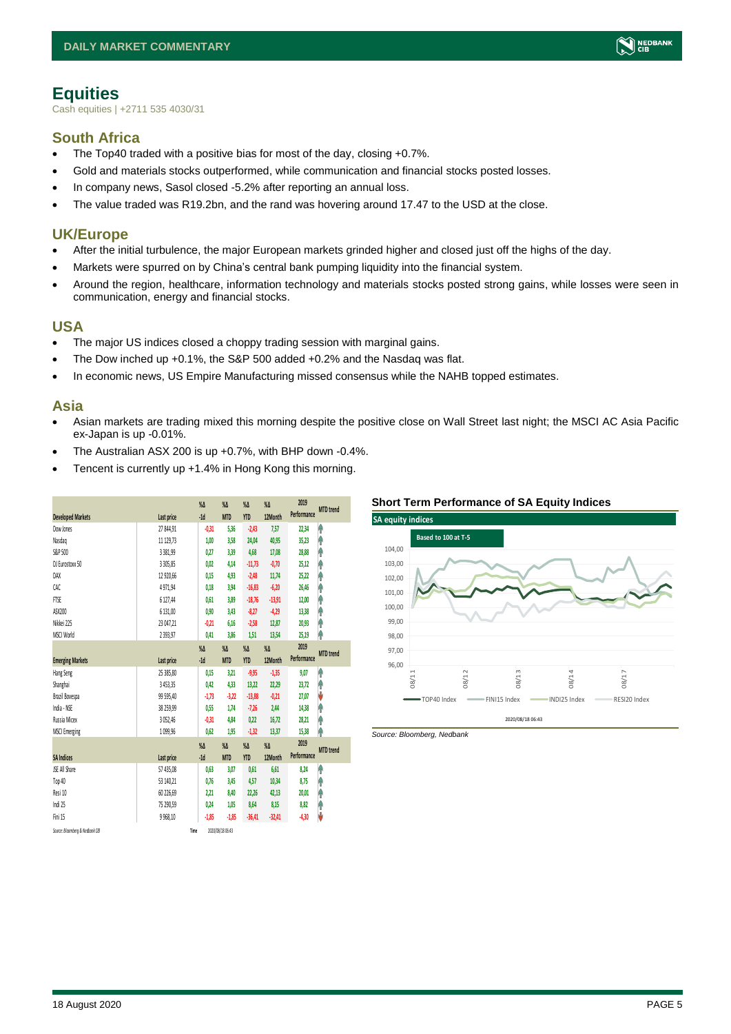# Equities

Cash equities | +2711 535 4030/31

## South Africa

- The Top40 traded with a positive bias for most of the day, closing +0.7%.
- Gold and materials stocks outperformed, while communication and financial stocks posted losses.
- In company news, Sasol closed -5.2% after reporting an annual loss.
- The value traded was R19.2bn, and the rand was hovering around 17.47 to the USD at the close.

## UK/Europe

- After the initial turbulence, the major European markets grinded higher and closed just off the highs of the day.
- Markets were spurred on by China's central bank pumping liquidity into the financial system.
- Around the region, healthcare, information technology and materials stocks posted strong gains, while losses were seen in communication, energy and financial stocks.

## USA

- The major US indices closed a choppy trading session with marginal gains.
- The Dow inched up +0.1%, the S&P 500 added +0.2% and the Nasdaq was flat.
- In economic news, US Empire Manufacturing missed consensus while the NAHB topped estimates.

## Asia

- Asian markets are trading mixed this morning despite the positive close on Wall Street last night; the MSCI AC Asia Pacific ex-Japan is up -0.01%.
- The Australian ASX 200 is up +0.7%, with BHP down -0.4%.
- Tencent is currently up +1.4% in Hong Kong this morning.

| Developed Markets | Last price | %Δ -1d | %Δ MTD | %Δ YTD | %Δ 12Month | 2019 Performance | MTD trend |
|---|---|---|---|---|---|---|---|
| Dow Jones | 27 844,91 | -0,31 | 5,36 | -2,43 | 7,57 | 22,34 | ↑ |
| Nasdaq | 11 129,73 | 1,00 | 3,58 | 24,04 | 40,95 | 35,23 | ↑ |
| S&P 500 | 3 381,99 | 0,27 | 3,39 | 4,68 | 17,08 | 28,88 | ↑ |
| DJ Eurostoxx 50 | 3 305,85 | 0,02 | 4,14 | -11,73 | -0,70 | 25,12 | ↑ |
| DAX | 12 920,66 | 0,15 | 4,93 | -2,48 | 11,74 | 25,22 | ↑ |
| CAC | 4 971,94 | 0,18 | 3,94 | -16,83 | -6,20 | 26,46 | ↑ |
| FTSE | 6 127,44 | 0,61 | 3,89 | -18,76 | -13,91 | 12,00 | ↑ |
| ASX200 | 6 131,00 | 0,90 | 3,43 | -8,27 | -4,29 | 13,38 | ↑ |
| Nikkei 225 | 23 047,21 | -0,21 | 6,16 | -2,58 | 12,87 | 20,93 | ↑ |
| MSCI World | 2 393,97 | 0,41 | 3,86 | 1,51 | 13,54 | 25,19 | ↑ |
| **Emerging Markets** | **Last price** | **%Δ -1d** | **%Δ MTD** | **%Δ YTD** | **%Δ 12Month** | **2019 Performance** | **MTD trend** |
| Hang Seng | 25 385,80 | 0,15 | 3,21 | -9,95 | -1,35 | 9,07 | ↑ |
| Shanghai | 3 453,35 | 0,42 | 4,33 | 13,22 | 22,29 | 23,72 | ↑ |
| Brazil Bovespa | 99 595,40 | -1,73 | -3,22 | -13,88 | -0,21 | 27,07 | ↓ |
| India - NSE | 38 259,99 | 0,55 | 1,74 | -7,26 | 2,44 | 14,38 | ↑ |
| Russia Micex | 3 052,46 | -0,31 | 4,84 | 0,22 | 16,72 | 28,21 | ↑ |
| MSCI Emerging | 1 099,96 | 0,62 | 1,95 | -1,32 | 13,37 | 15,38 | ↑ |
| **SA Indices** | **Last price** | **%Δ -1d** | **%Δ MTD** | **%Δ YTD** | **%Δ 12Month** | **2019 Performance** | **MTD trend** |
| JSE All Share | 57 435,08 | 0,63 | 3,07 | 0,61 | 6,61 | 8,24 | ↑ |
| Top 40 | 53 140,21 | 0,76 | 3,45 | 4,57 | 10,34 | 8,75 | ↑ |
| Resi 10 | 60 226,69 | 2,21 | 8,40 | 22,26 | 42,13 | 20,01 | ↑ |
| Indi 25 | 75 290,59 | 0,24 | 1,05 | 8,64 | 8,15 | 8,82 | ↑ |
| Fini 15 | 9 968,10 | -1,85 | -1,85 | -36,41 | -32,41 | -4,30 | ↓ |

Source: Bloomberg & Nedbank CIB    Time 2020/08/18 06:43

**Short Term Performance of SA Equity Indices**

Source: Bloomberg, Nedbank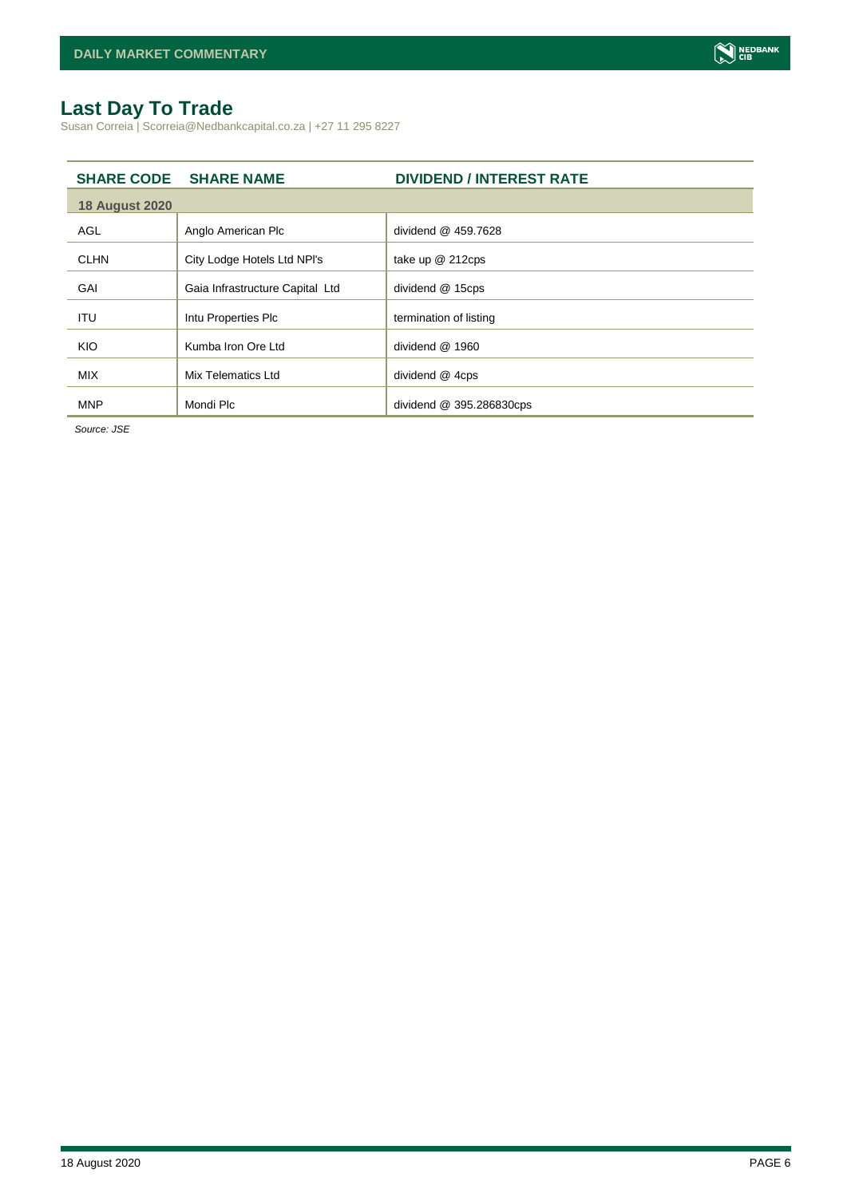# Last Day To Trade

Susan Correia | Scorreia@Nedbankcapital.co.za | +27 11 295 8227

| SHARE CODE | SHARE NAME | DIVIDEND / INTEREST RATE |
|---|---|---|
| **18 August 2020** | | |
| AGL | Anglo American Plc | dividend @ 459.7628 |
| CLHN | City Lodge Hotels Ltd NPl's | take up @ 212cps |
| GAI | Gaia Infrastructure Capital Ltd | dividend @ 15cps |
| ITU | Intu Properties Plc | termination of listing |
| KIO | Kumba Iron Ore Ltd | dividend @ 1960 |
| MIX | Mix Telematics Ltd | dividend @ 4cps |
| MNP | Mondi Plc | dividend @ 395.286830cps |

*Source: JSE*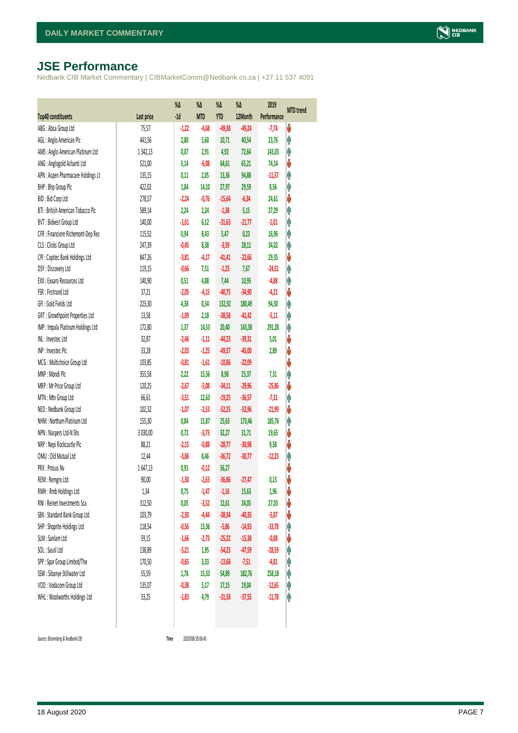# JSE Performance

Nedbank CIB Market Commentary | CIBMarketComm@Nedbank.co.za | +27 11 537 4091

| Top40 constituents | Last price | %Δ -1d | %Δ MTD | %Δ YTD | %Δ 12Month | 2019 Performance | MTD trend |
|---|---|---|---|---|---|---|---|
| ABG : Absa Group Ltd | 75,57 | -1,22 | -4,68 | -49,38 | -49,24 | -7,74 | ↓ |
| AGL : Anglo American Plc | 441,56 | 2,80 | 5,60 | 10,71 | 40,54 | 23,76 | ↑ |
| AMS : Anglo American Platinum Ltd | 1 342,13 | 0,07 | 2,91 | 4,92 | 72,64 | 143,03 | ↑ |
| ANG : Anglogold Ashanti Ltd | 521,00 | 5,14 | -6,08 | 64,61 | 65,21 | 74,14 | ↓ |
| APN : Aspen Pharmacare Holdings Lt | 135,15 | 0,11 | 2,05 | 13,36 | 94,88 | -11,57 | ↑ |
| BHP : Bhp Group Plc | 422,02 | 1,84 | 14,10 | 27,97 | 29,59 | 8,56 | ↑ |
| BID : Bid Corp Ltd | 278,57 | -2,24 | -0,76 | -15,64 | -6,34 | 24,61 | ↓ |
| BTI : British American Tobacco Plc | 589,14 | 2,24 | 2,24 | -1,38 | 5,15 | 27,29 | ↑ |
| BVT : Bidvest Group Ltd | 140,00 | -1,61 | 6,12 | -31,63 | -21,77 | -1,01 | ↑ |
| CFR : Financiere Richemont-Dep Rec | 115,52 | 0,94 | 8,43 | 5,47 | 0,23 | 16,96 | ↑ |
| CLS : Clicks Group Ltd | 247,39 | -0,45 | 8,38 | -3,59 | 28,11 | 34,02 | ↑ |
| CPI : Capitec Bank Holdings Ltd | 847,26 | -3,81 | -4,17 | -41,41 | -22,66 | 29,35 | ↓ |
| DSY : Discovery Ltd | 119,15 | -0,66 | 7,51 | -1,23 | 7,67 | -24,51 | ↑ |
| EXX : Exxaro Resources Ltd | 140,90 | 0,51 | 4,88 | 7,44 | 10,95 | -4,88 | ↑ |
| FSR : Firstrand Ltd | 37,21 | -2,05 | -4,15 | -40,75 | -34,90 | -4,21 | ↓ |
| GFI : Gold Fields Ltd | 223,30 | 4,38 | 0,34 | 132,92 | 180,49 | 94,30 | ↑ |
| GRT : Growthpoint Properties Ltd | 13,58 | -1,09 | 2,18 | -38,58 | -41,42 | -5,11 | ↑ |
| IMP : Impala Platinum Holdings Ltd | 172,80 | 1,37 | 14,53 | 20,40 | 143,38 | 291,28 | ↑ |
| INL : Investec Ltd | 32,87 | -2,46 | -1,11 | -44,23 | -39,31 | 5,01 | ↓ |
| INP : Investec Plc | 33,28 | -2,03 | -1,25 | -49,37 | -45,00 | 2,89 | ↓ |
| MCG : Multichoice Group Ltd | 103,85 | -0,81 | -1,61 | -10,86 | -22,09 | | ↓ |
| MNP : Mondi Plc | 355,58 | 2,22 | 15,56 | 8,98 | 25,37 | 7,31 | ↑ |
| MRP : Mr Price Group Ltd | 120,25 | -2,67 | -5,08 | -34,11 | -29,96 | -25,86 | ↓ |
| MTN : Mtn Group Ltd | 66,61 | -3,51 | 12,63 | -19,25 | -36,57 | -7,31 | ↑ |
| NED : Nedbank Group Ltd | 102,32 | -1,07 | -2,53 | -52,25 | -52,96 | -21,99 | ↓ |
| NHM : Northam Platinum Ltd | 155,30 | 0,84 | 15,87 | 25,63 | 173,46 | 185,76 | ↑ |
| NPN : Naspers Ltd-N Shs | 3 030,00 | 0,72 | -3,73 | 32,27 | 31,71 | 19,65 | ↓ |
| NRP : Nepi Rockcastle Plc | 88,21 | -2,15 | -0,88 | -28,77 | -30,98 | 9,58 | ↓ |
| OMU : Old Mutual Ltd | 12,44 | -3,86 | 8,46 | -36,72 | -30,77 | -12,23 | ↑ |
| PRX : Prosus Nv | 1 647,13 | 0,91 | -0,12 | 56,27 | | | ↓ |
| REM : Remgro Ltd | 90,00 | -1,30 | -2,63 | -36,86 | -27,47 | 0,13 | ↓ |
| RMH : Rmb Holdings Ltd | 1,34 | 0,75 | -1,47 | -1,16 | 15,63 | 1,96 | ↓ |
| RNI : Reinet Investments Sca | 312,50 | 0,05 | -3,52 | 12,61 | 24,05 | 27,03 | ↓ |
| SBK : Standard Bank Group Ltd | 103,79 | -2,30 | -4,44 | -38,34 | -40,35 | -5,87 | ↓ |
| SHP : Shoprite Holdings Ltd | 118,54 | -0,56 | 13,36 | -5,86 | -14,93 | -33,78 | ↑ |
| SLM : Sanlam Ltd | 59,15 | -1,66 | -2,73 | -25,22 | -15,38 | -0,88 | ↓ |
| SOL : Sasol Ltd | 138,89 | -5,21 | 1,95 | -54,23 | -47,59 | -28,59 | ↑ |
| SPP : Spar Group Limited/The | 170,50 | -0,65 | 3,33 | -13,68 | -7,51 | -4,81 | ↑ |
| SSW : Sibanye Stillwater Ltd | 55,59 | 1,78 | 15,33 | 54,89 | 182,76 | 258,18 | ↑ |
| VOD : Vodacom Group Ltd | 135,07 | -0,38 | 5,17 | 17,15 | 19,04 | -12,65 | ↑ |
| WHL : Woolworths Holdings Ltd | 33,25 | -1,83 | 4,79 | -31,58 | -37,55 | -11,78 | ↑ |

*Source: Bloomberg & Nedbank CIB* Time 2020/08/18 06:43

18 August 2020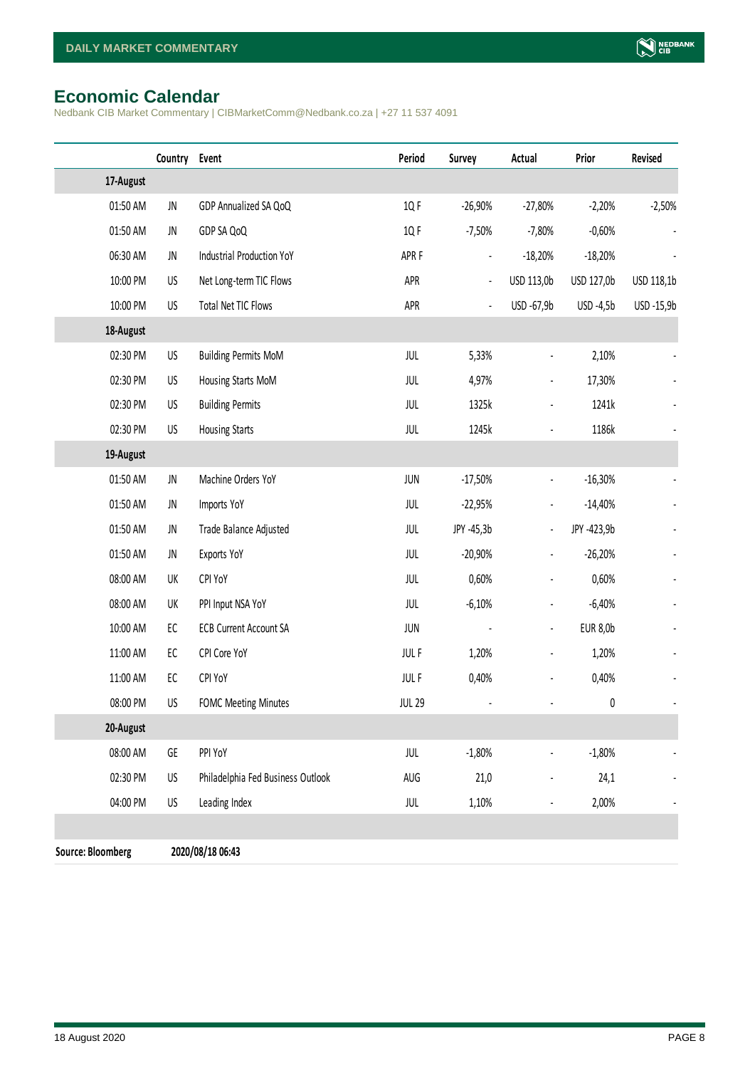## Economic Calendar

Nedbank CIB Market Commentary | CIBMarketComm@Nedbank.co.za | +27 11 537 4091

| | Country | Event | Period | Survey | Actual | Prior | Revised |
|---|---|---|---|---|---|---|---|
| **17-August** | | | | | | | |
| 01:50 AM | JN | GDP Annualized SA QoQ | 1Q F | -26,90% | -27,80% | -2,20% | -2,50% |
| 01:50 AM | JN | GDP SA QoQ | 1Q F | -7,50% | -7,80% | -0,60% | - |
| 06:30 AM | JN | Industrial Production YoY | APR F | - | -18,20% | -18,20% | - |
| 10:00 PM | US | Net Long-term TIC Flows | APR | - | USD 113,0b | USD 127,0b | USD 118,1b |
| 10:00 PM | US | Total Net TIC Flows | APR | - | USD -67,9b | USD -4,5b | USD -15,9b |
| **18-August** | | | | | | | |
| 02:30 PM | US | Building Permits MoM | JUL | 5,33% | - | 2,10% | - |
| 02:30 PM | US | Housing Starts MoM | JUL | 4,97% | - | 17,30% | - |
| 02:30 PM | US | Building Permits | JUL | 1325k | - | 1241k | - |
| 02:30 PM | US | Housing Starts | JUL | 1245k | - | 1186k | - |
| **19-August** | | | | | | | |
| 01:50 AM | JN | Machine Orders YoY | JUN | -17,50% | - | -16,30% | - |
| 01:50 AM | JN | Imports YoY | JUL | -22,95% | - | -14,40% | - |
| 01:50 AM | JN | Trade Balance Adjusted | JUL | JPY -45,3b | - | JPY -423,9b | - |
| 01:50 AM | JN | Exports YoY | JUL | -20,90% | - | -26,20% | - |
| 08:00 AM | UK | CPI YoY | JUL | 0,60% | - | 0,60% | - |
| 08:00 AM | UK | PPI Input NSA YoY | JUL | -6,10% | - | -6,40% | - |
| 10:00 AM | EC | ECB Current Account SA | JUN | - | - | EUR 8,0b | - |
| 11:00 AM | EC | CPI Core YoY | JUL F | 1,20% | - | 1,20% | - |
| 11:00 AM | EC | CPI YoY | JUL F | 0,40% | - | 0,40% | - |
| 08:00 PM | US | FOMC Meeting Minutes | JUL 29 | - | - | 0 | - |
| **20-August** | | | | | | | |
| 08:00 AM | GE | PPI YoY | JUL | -1,80% | - | -1,80% | - |
| 02:30 PM | US | Philadelphia Fed Business Outlook | AUG | 21,0 | - | 24,1 | - |
| 04:00 PM | US | Leading Index | JUL | 1,10% | - | 2,00% | - |

**Source: Bloomberg** **2020/08/18 06:43**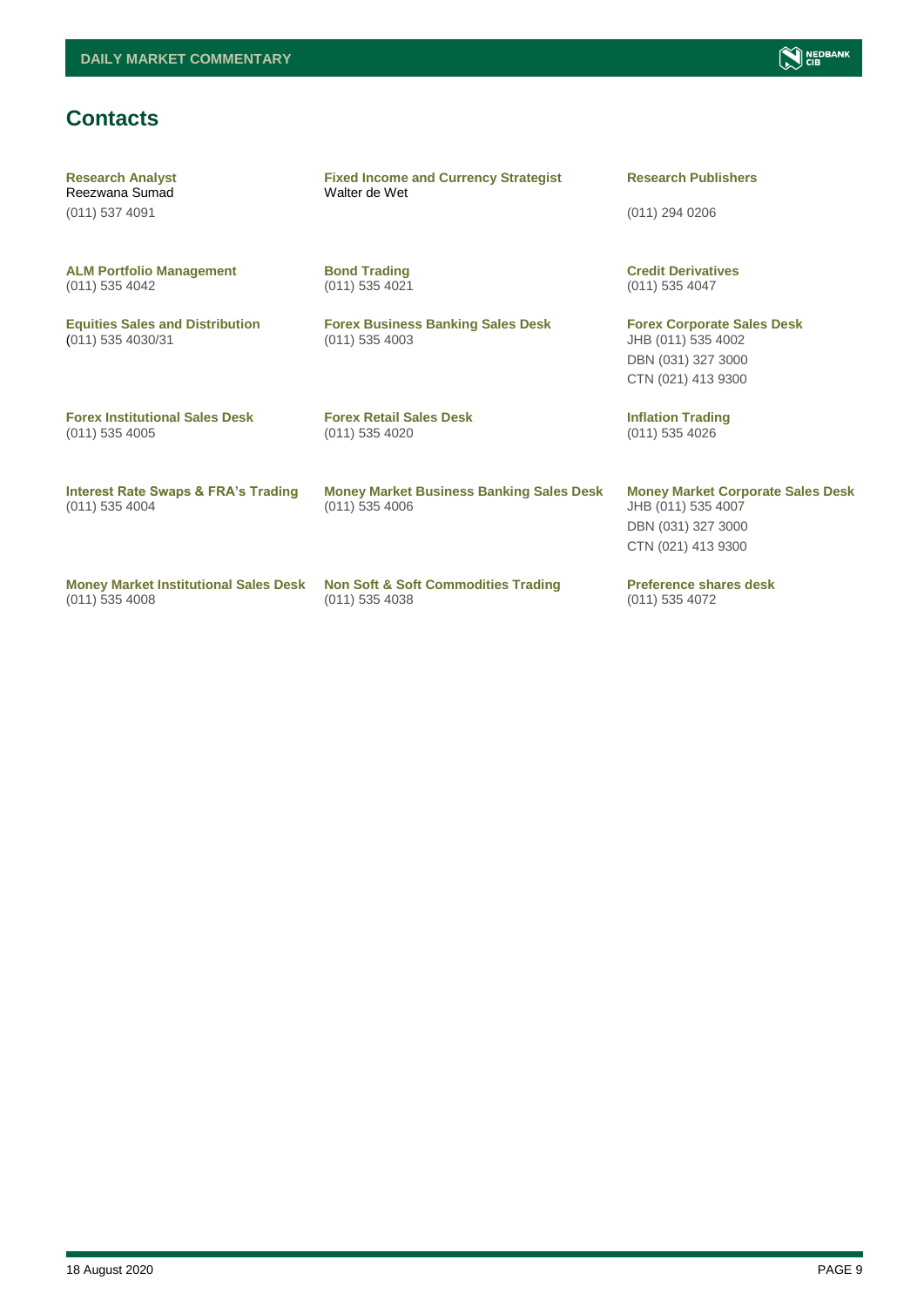# Contacts

**Research Analyst**
Reezwana Sumad
(011) 537 4091

**Fixed Income and Currency Strategist**
Walter de Wet

**Research Publishers**
(011) 294 0206

**ALM Portfolio Management**
(011) 535 4042

**Bond Trading**
(011) 535 4021

**Credit Derivatives**
(011) 535 4047

**Equities Sales and Distribution**
(011) 535 4030/31

**Forex Business Banking Sales Desk**
(011) 535 4003

**Forex Corporate Sales Desk**
JHB (011) 535 4002
DBN (031) 327 3000
CTN (021) 413 9300

**Forex Institutional Sales Desk**
(011) 535 4005

**Forex Retail Sales Desk**
(011) 535 4020

**Inflation Trading**
(011) 535 4026

**Interest Rate Swaps & FRA's Trading**
(011) 535 4004

**Money Market Business Banking Sales Desk**
(011) 535 4006

**Money Market Corporate Sales Desk**
JHB (011) 535 4007
DBN (031) 327 3000
CTN (021) 413 9300

**Money Market Institutional Sales Desk**
(011) 535 4008

**Non Soft & Soft Commodities Trading**
(011) 535 4038

**Preference shares desk**
(011) 535 4072